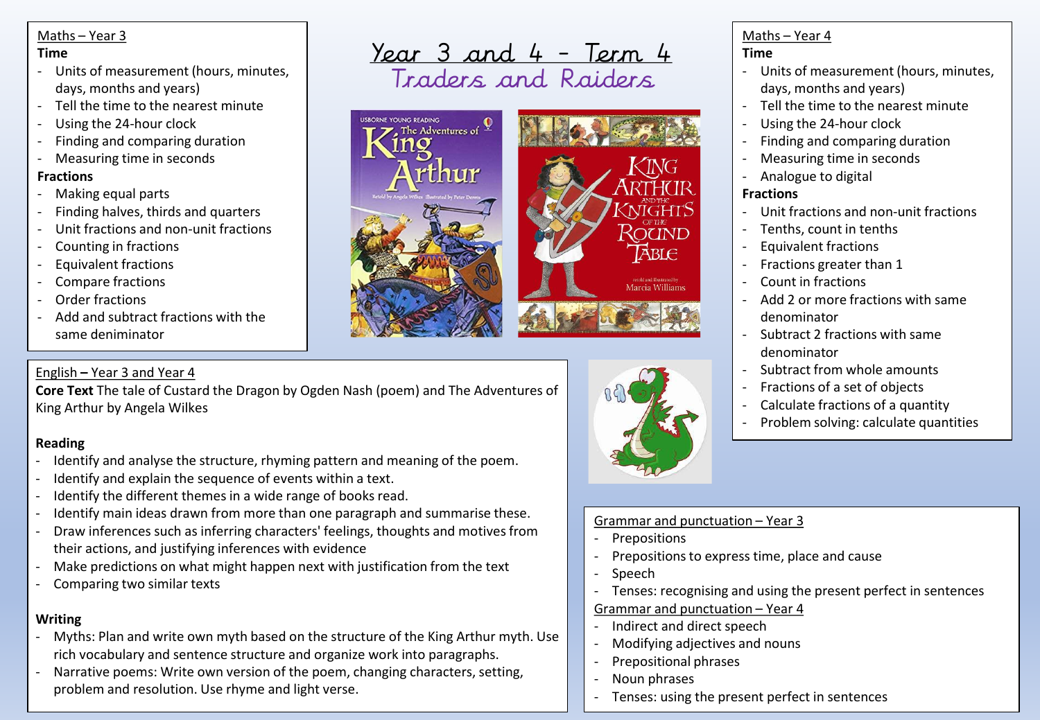# Year 3 and 4 - Term 4

## Traders and Raiders

### Maths – Year 3

**Time**

- Units of measurement (hours, minutes, days, months and years)
- Tell the time to the nearest minute
- Using the 24-hour clock
- Finding and comparing duration
- Measuring time in seconds

**Fractions**

- Making equal parts
- Finding halves, thirds and quarters
- Unit fractions and non-unit fractions
- Counting in fractions
- Equivalent fractions
- Compare fractions
- Order fractions
- Add and subtract fractions with the same deniminator

### Maths – Year 4

**Time**

- Units of measurement (hours, minutes, days, months and years)
- Tell the time to the nearest minute
- Using the 24-hour clock
- Finding and comparing duration
- Measuring time in seconds
- Analogue to digital

**Fractions**

- Unit fractions and non-unit fractions
- Tenths, count in tenths
- Equivalent fractions
- Fractions greater than 1
- Count in fractions
- Add 2 or more fractions with same denominator
- Subtract 2 fractions with same denominator
- Subtract from whole amounts
- Fractions of a set of objects
- Calculate fractions of a quantity
- Problem solving: calculate quantities

### English – Year 3 and Year 4

**Core Text** The tale of Custard the Dragon by Ogden Nash (poem) and The Adventures of King Arthur by Angela Wilkes

**Reading**

- Identify and analyse the structure, rhyming pattern and meaning of the poem.
- Identify and explain the sequence of events within a text.
- Identify the different themes in a wide range of books read.
- Identify main ideas drawn from more than one paragraph and summarise these.
- Draw inferences such as inferring characters' feelings, thoughts and motives from their actions, and justifying inferences with evidence
- Make predictions on what might happen next with justification from the text
- Comparing two similar texts

**Writing**

- Myths: Plan and write own myth based on the structure of the King Arthur myth. Use rich vocabulary and sentence structure and organize work into paragraphs.
- Narrative poems: Write own version of the poem, changing characters, setting, problem and resolution. Use rhyme and light verse.

### Grammar and punctuation – Year 3

- Prepositions
- Prepositions to express time, place and cause
- Speech
- Tenses: recognising and using the present perfect in sentences

### Grammar and punctuation – Year 4

- Indirect and direct speech
- Modifying adjectives and nouns
- Prepositional phrases
- Noun phrases
- Tenses: using the present perfect in sentences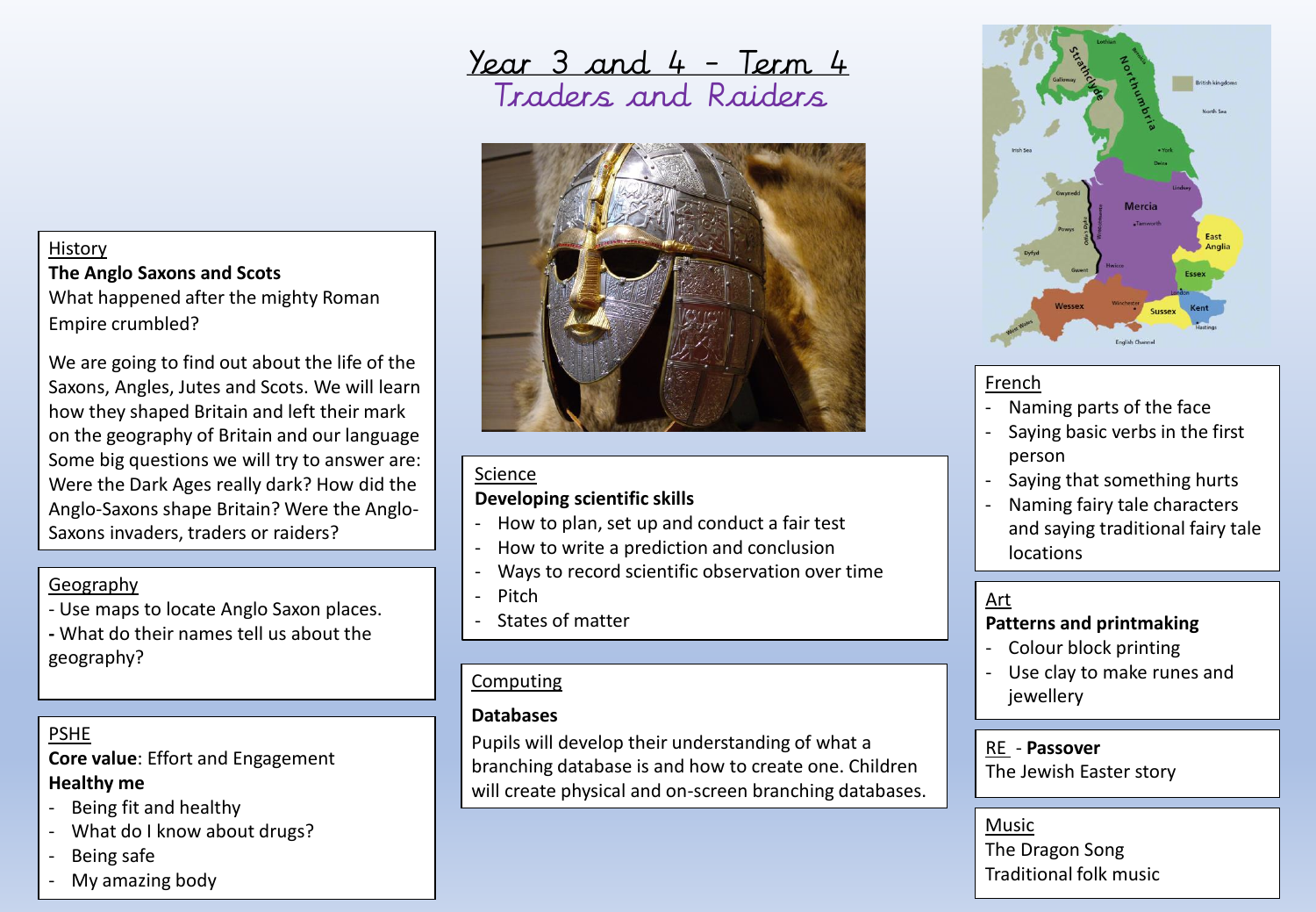# Year 3 and 4 - Term 4
## Traders and Raiders

### History
**The Anglo Saxons and Scots**

What happened after the mighty Roman Empire crumbled?

We are going to find out about the life of the Saxons, Angles, Jutes and Scots. We will learn how they shaped Britain and left their mark on the geography of Britain and our language Some big questions we will try to answer are: Were the Dark Ages really dark? How did the Anglo-Saxons shape Britain? Were the Anglo-Saxons invaders, traders or raiders?

### Geography
- Use maps to locate Anglo Saxon places.
- What do their names tell us about the geography?

### PSHE
**Core value**: Effort and Engagement

**Healthy me**
- Being fit and healthy
- What do I know about drugs?
- Being safe
- My amazing body

### Science
**Developing scientific skills**
- How to plan, set up and conduct a fair test
- How to write a prediction and conclusion
- Ways to record scientific observation over time
- Pitch
- States of matter

### Computing
**Databases**

Pupils will develop their understanding of what a branching database is and how to create one. Children will create physical and on-screen branching databases.

### French
- Naming parts of the face
- Saying basic verbs in the first person
- Saying that something hurts
- Naming fairy tale characters and saying traditional fairy tale locations

### Art
**Patterns and printmaking**
- Colour block printing
- Use clay to make runes and jewellery

### RE - **Passover**
The Jewish Easter story

### Music
The Dragon Song

Traditional folk music